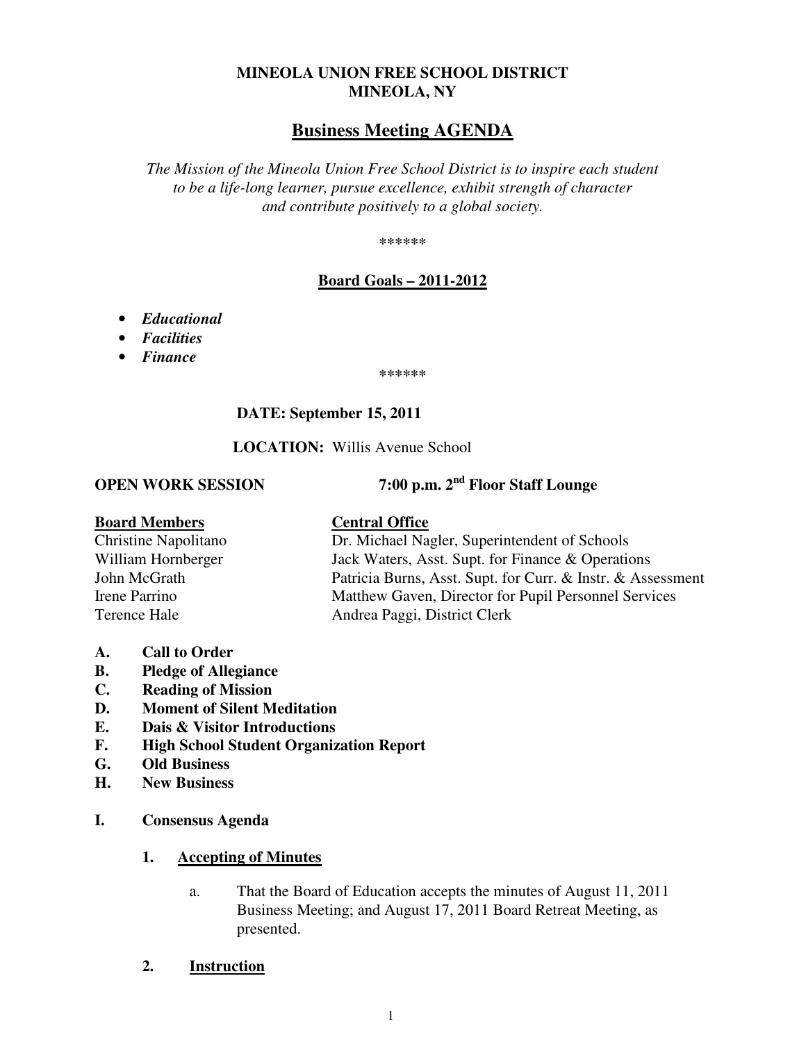**MINEOLA UNION FREE SCHOOL DISTRICT**
**MINEOLA, NY**

# Business Meeting AGENDA

*The Mission of the Mineola Union Free School District is to inspire each student to be a life-long learner, pursue excellence, exhibit strength of character and contribute positively to a global society.*

******

## Board Goals – 2011-2012

- ***Educational***
- ***Facilities***
- ***Finance***

******

**DATE: September 15, 2011**

**LOCATION:** Willis Avenue School

**OPEN WORK SESSION** **7:00 p.m. 2nd Floor Staff Lounge**

| **Board Members** | **Central Office** |
|---|---|
| Christine Napolitano | Dr. Michael Nagler, Superintendent of Schools |
| William Hornberger | Jack Waters, Asst. Supt. for Finance & Operations |
| John McGrath | Patricia Burns, Asst. Supt. for Curr. & Instr. & Assessment |
| Irene Parrino | Matthew Gaven, Director for Pupil Personnel Services |
| Terence Hale | Andrea Paggi, District Clerk |

**A. Call to Order**
**B. Pledge of Allegiance**
**C. Reading of Mission**
**D. Moment of Silent Meditation**
**E. Dais & Visitor Introductions**
**F. High School Student Organization Report**
**G. Old Business**
**H. New Business**

**I. Consensus Agenda**

**1. Accepting of Minutes**

a. That the Board of Education accepts the minutes of August 11, 2011 Business Meeting; and August 17, 2011 Board Retreat Meeting, as presented.

**2. Instruction**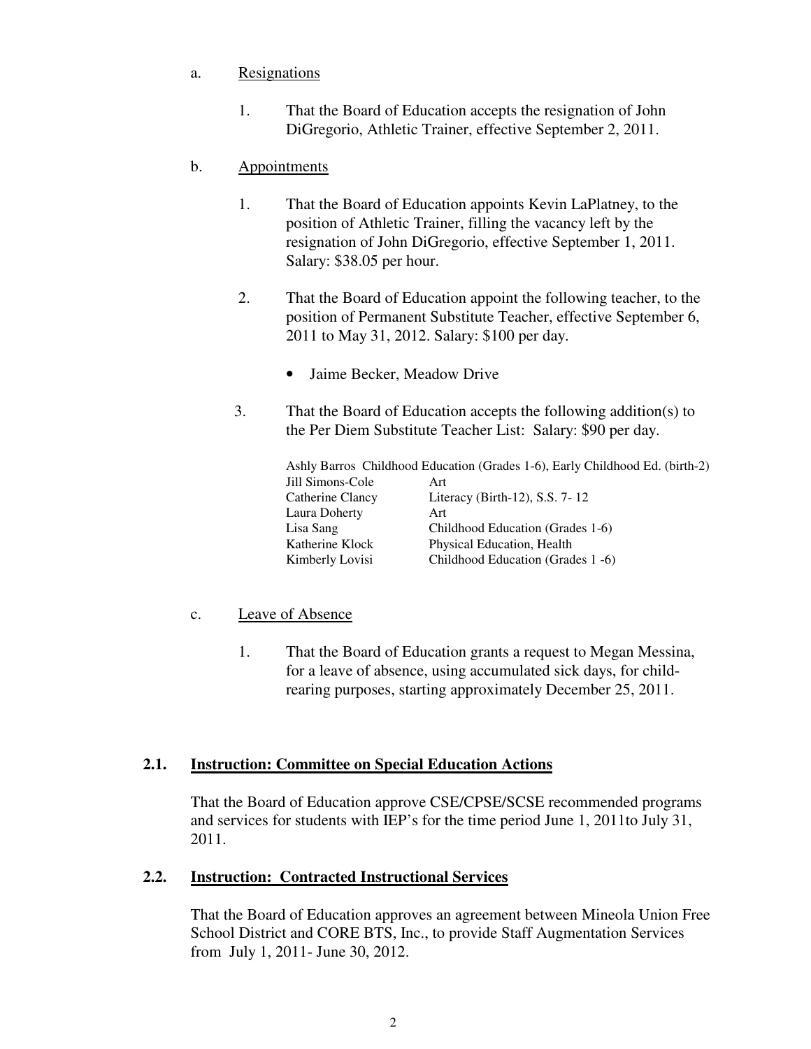a. Resignations

1. That the Board of Education accepts the resignation of John DiGregorio, Athletic Trainer, effective September 2, 2011.

b. Appointments

1. That the Board of Education appoints Kevin LaPlatney, to the position of Athletic Trainer, filling the vacancy left by the resignation of John DiGregorio, effective September 1, 2011. Salary: $38.05 per hour.

2. That the Board of Education appoint the following teacher, to the position of Permanent Substitute Teacher, effective September 6, 2011 to May 31, 2012. Salary: $100 per day.

   - Jaime Becker, Meadow Drive

3. That the Board of Education accepts the following addition(s) to the Per Diem Substitute Teacher List: Salary: $90 per day.

| | |
|---|---|
| Ashly Barros | Childhood Education (Grades 1-6), Early Childhood Ed. (birth-2) |
| Jill Simons-Cole | Art |
| Catherine Clancy | Literacy (Birth-12), S.S. 7- 12 |
| Laura Doherty | Art |
| Lisa Sang | Childhood Education (Grades 1-6) |
| Katherine Klock | Physical Education, Health |
| Kimberly Lovisi | Childhood Education (Grades 1 -6) |

c. Leave of Absence

1. That the Board of Education grants a request to Megan Messina, for a leave of absence, using accumulated sick days, for child-rearing purposes, starting approximately December 25, 2011.

## 2.1. Instruction: Committee on Special Education Actions

That the Board of Education approve CSE/CPSE/SCSE recommended programs and services for students with IEP's for the time period June 1, 2011to July 31, 2011.

## 2.2. Instruction: Contracted Instructional Services

That the Board of Education approves an agreement between Mineola Union Free School District and CORE BTS, Inc., to provide Staff Augmentation Services from July 1, 2011- June 30, 2012.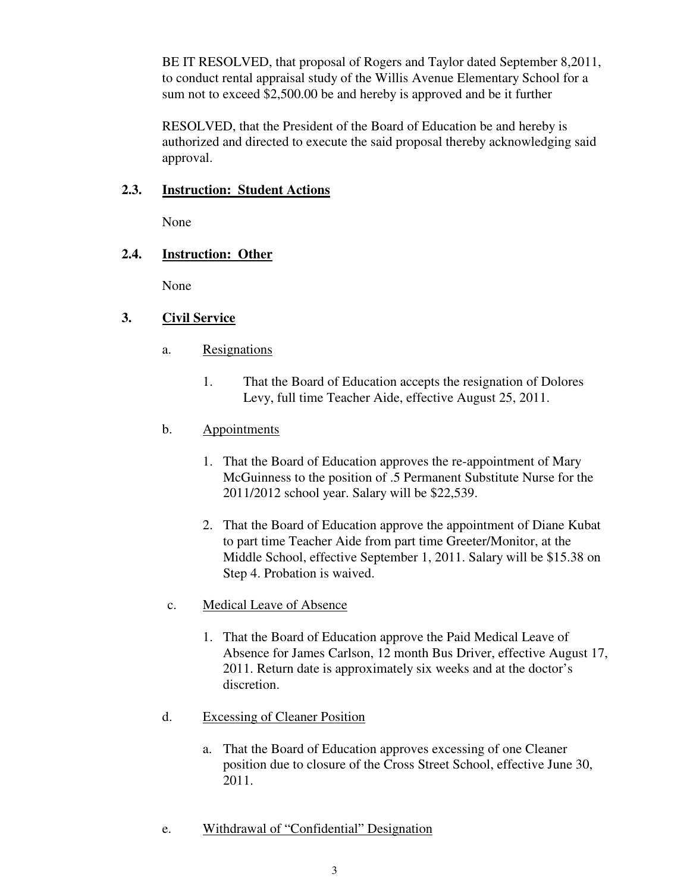BE IT RESOLVED, that proposal of Rogers and Taylor dated September 8,2011, to conduct rental appraisal study of the Willis Avenue Elementary School for a sum not to exceed $2,500.00 be and hereby is approved and be it further

RESOLVED, that the President of the Board of Education be and hereby is authorized and directed to execute the said proposal thereby acknowledging said approval.

### 2.3. Instruction: Student Actions

None

### 2.4. Instruction: Other

None

## 3. Civil Service

a. Resignations

1. That the Board of Education accepts the resignation of Dolores Levy, full time Teacher Aide, effective August 25, 2011.

b. Appointments

1. That the Board of Education approves the re-appointment of Mary McGuinness to the position of .5 Permanent Substitute Nurse for the 2011/2012 school year. Salary will be $22,539.

2. That the Board of Education approve the appointment of Diane Kubat to part time Teacher Aide from part time Greeter/Monitor, at the Middle School, effective September 1, 2011. Salary will be $15.38 on Step 4. Probation is waived.

c. Medical Leave of Absence

1. That the Board of Education approve the Paid Medical Leave of Absence for James Carlson, 12 month Bus Driver, effective August 17, 2011. Return date is approximately six weeks and at the doctor's discretion.

d. Excessing of Cleaner Position

a. That the Board of Education approves excessing of one Cleaner position due to closure of the Cross Street School, effective June 30, 2011.

e. Withdrawal of "Confidential" Designation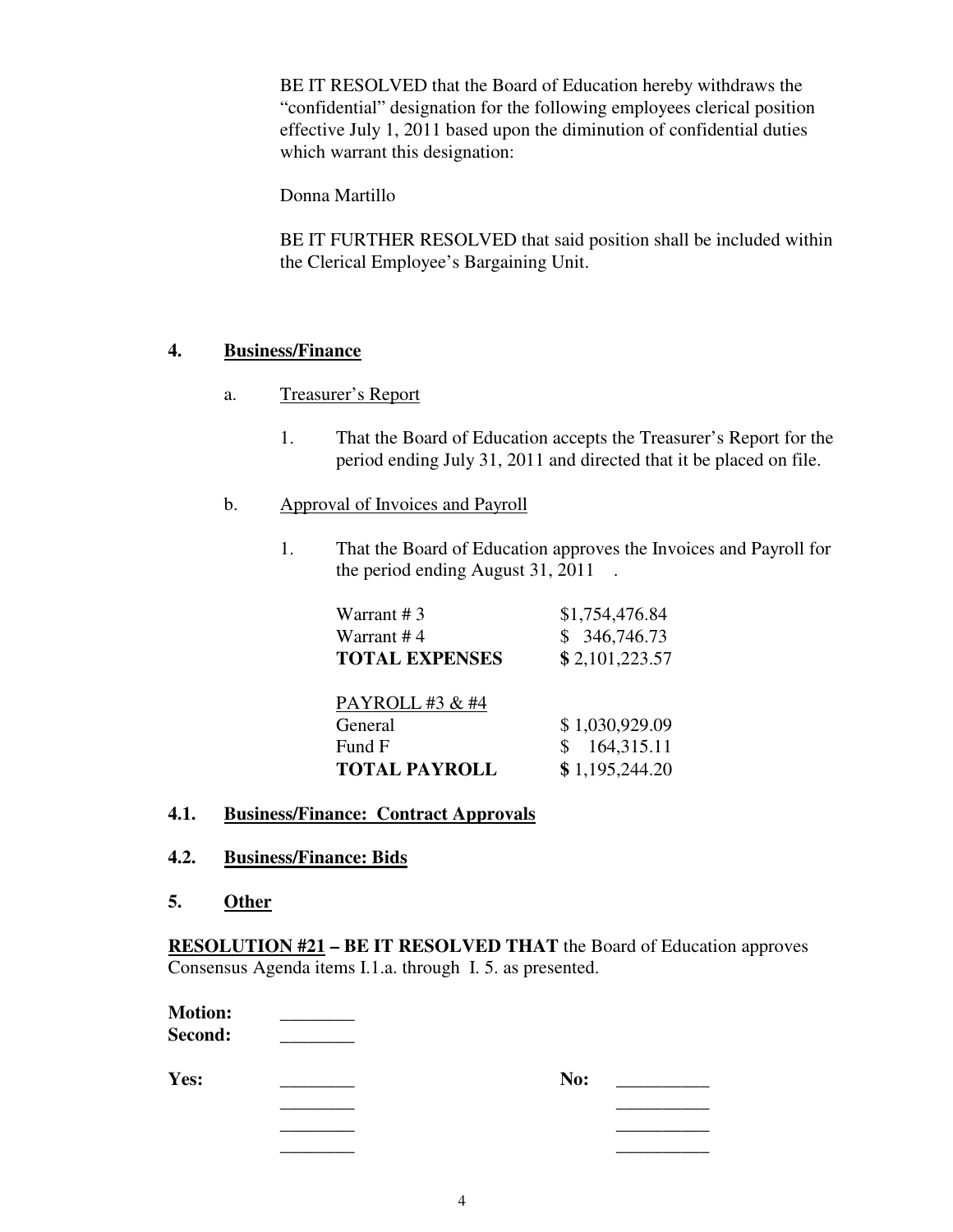BE IT RESOLVED that the Board of Education hereby withdraws the "confidential" designation for the following employees clerical position effective July 1, 2011 based upon the diminution of confidential duties which warrant this designation:

Donna Martillo

BE IT FURTHER RESOLVED that said position shall be included within the Clerical Employee's Bargaining Unit.

**4. Business/Finance**

a. Treasurer's Report

1. That the Board of Education accepts the Treasurer's Report for the period ending July 31, 2011 and directed that it be placed on file.

b. Approval of Invoices and Payroll

1. That the Board of Education approves the Invoices and Payroll for the period ending August 31, 2011 .

| | |
|---|---|
| Warrant # 3 | $1,754,476.84 |
| Warrant # 4 | $ 346,746.73 |
| **TOTAL EXPENSES** | **$** 2,101,223.57 |

| PAYROLL #3 & #4 | |
|---|---|
| General | $ 1,030,929.09 |
| Fund F | $ 164,315.11 |
| **TOTAL PAYROLL** | **$** 1,195,244.20 |

**4.1. Business/Finance: Contract Approvals**

**4.2. Business/Finance: Bids**

**5. Other**

**RESOLUTION #21 – BE IT RESOLVED THAT** the Board of Education approves Consensus Agenda items I.1.a. through I. 5. as presented.

**Motion:** ________
**Second:** ________

**Yes:** ________ **No:** __________
________ __________
________ __________
________ __________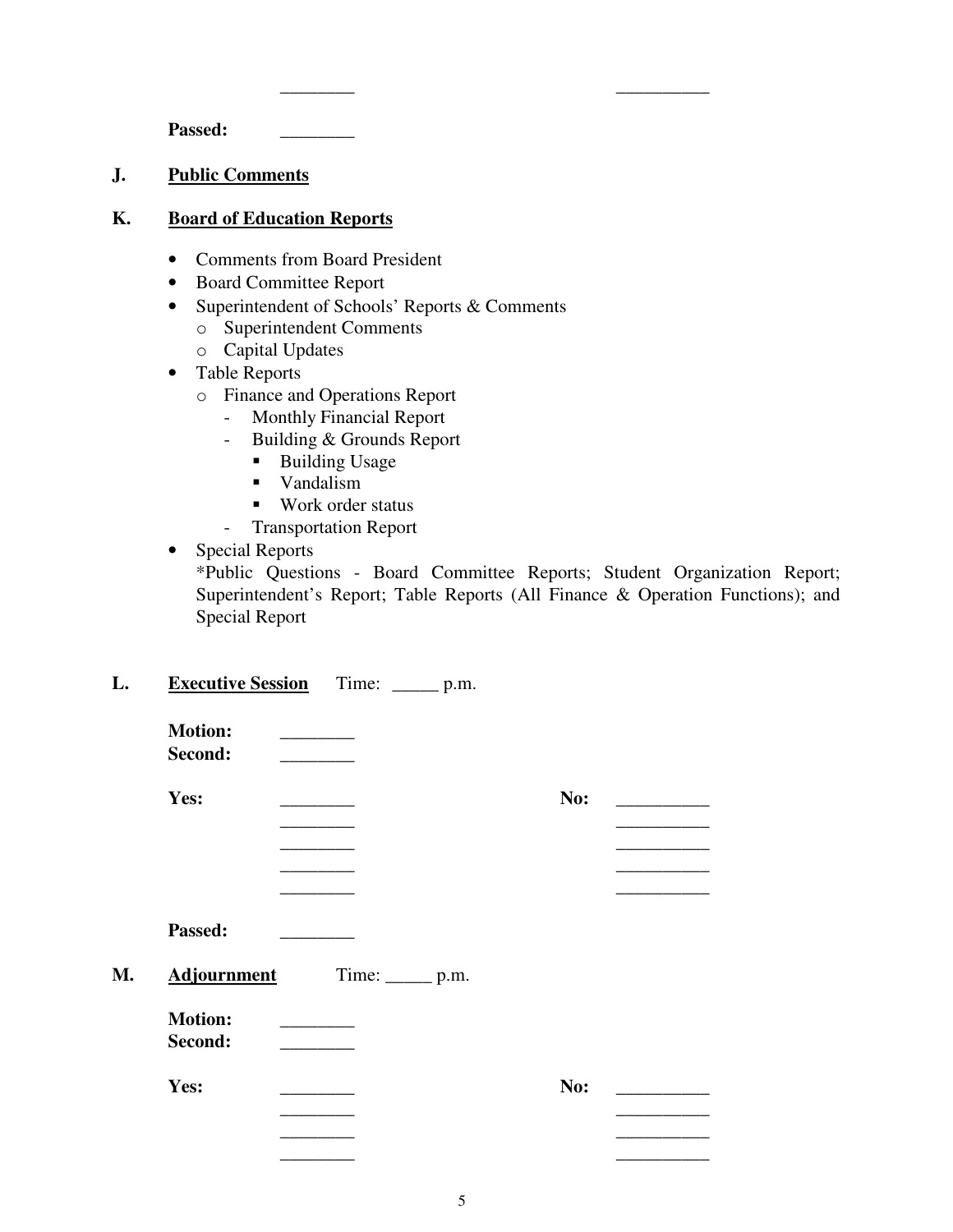________ __________

**Passed:** ________

**J. Public Comments**

**K. Board of Education Reports**

- Comments from Board President
- Board Committee Report
- Superintendent of Schools' Reports & Comments
  - o Superintendent Comments
  - o Capital Updates
- Table Reports
  - o Finance and Operations Report
    - Monthly Financial Report
    - Building & Grounds Report
      - Building Usage
      - Vandalism
      - Work order status
    - Transportation Report
- Special Reports
  *Public Questions - Board Committee Reports; Student Organization Report; Superintendent's Report; Table Reports (All Finance & Operation Functions); and Special Report

**L. Executive Session** Time: _____ p.m.

**Motion:** ________
**Second:** ________

| **Yes:** | ________ | **No:** | __________ |
|---|---|---|---|
| | ________ | | __________ |
| | ________ | | __________ |
| | ________ | | __________ |
| | ________ | | __________ |

**Passed:** ________

**M. Adjournment** Time: _____ p.m.

**Motion:** ________
**Second:** ________

| **Yes:** | ________ | **No:** | __________ |
|---|---|---|---|
| | ________ | | __________ |
| | ________ | | __________ |
| | ________ | | __________ |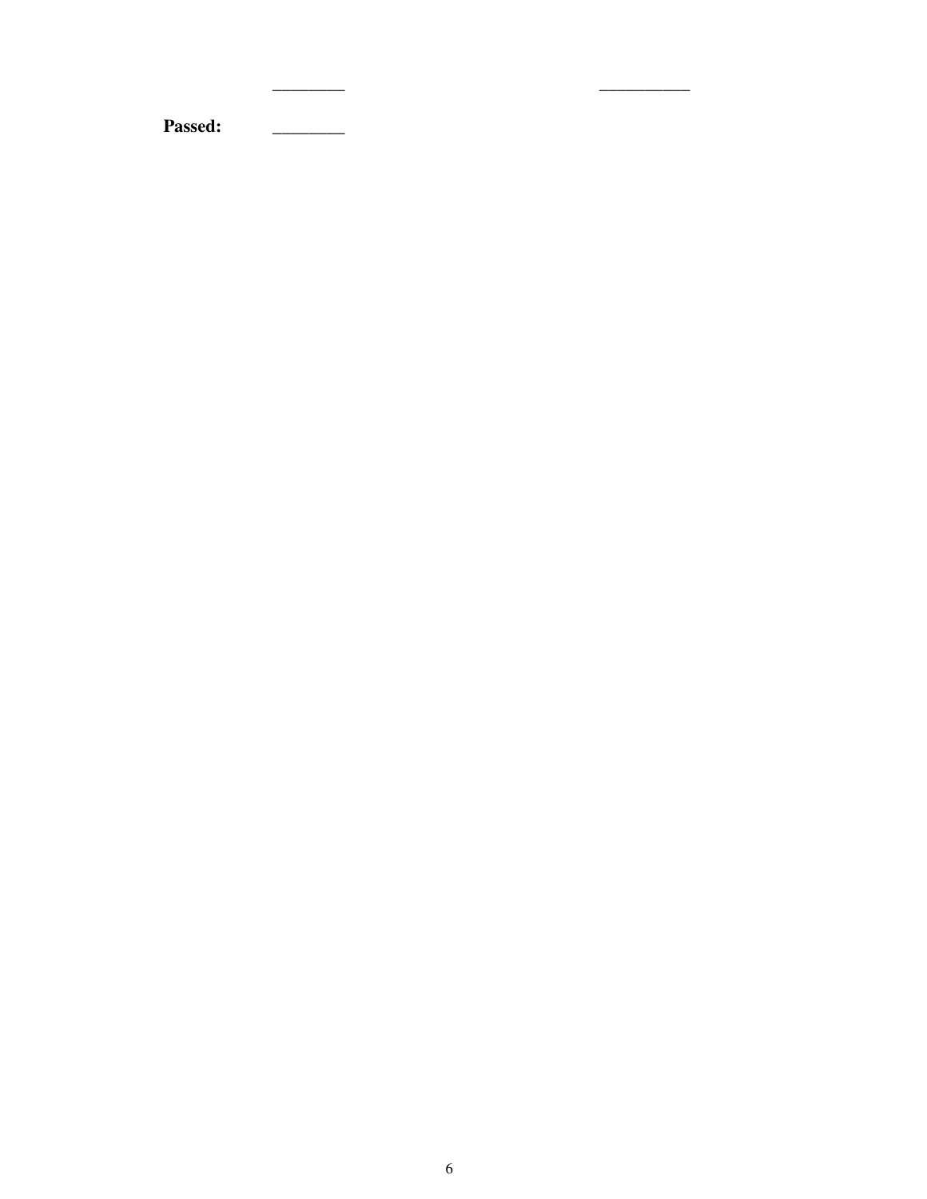________ __________

**Passed:** ________